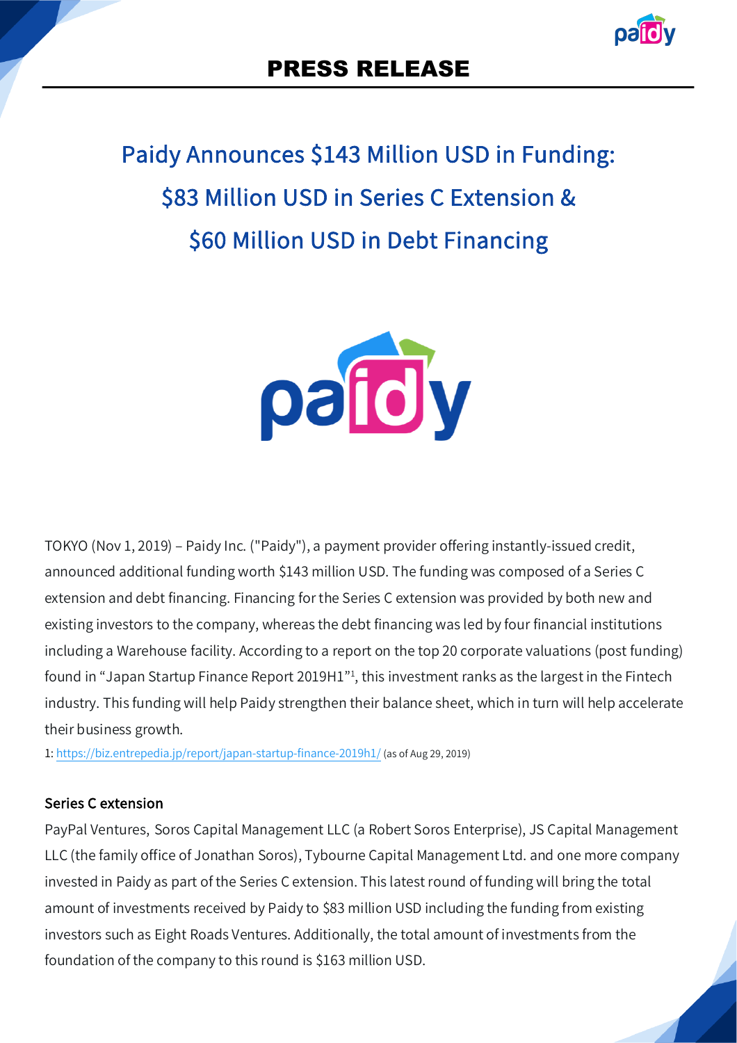# PRESS RELEASE

## Paidy Announces $143 Million USD in Funding: $83 Million USD in Series C Extension & $60 Million USD in Debt Financing

TOKYO (Nov 1, 2019) – Paidy Inc. ("Paidy"), a payment provider offering instantly-issued credit, announced additional funding worth $143 million USD. The funding was composed of a Series C extension and debt financing. Financing for the Series C extension was provided by both new and existing investors to the company, whereas the debt financing was led by four financial institutions including a Warehouse facility. According to a report on the top 20 corporate valuations (post funding) found in "Japan Startup Finance Report 2019H1"[1], this investment ranks as the largest in the Fintech industry. This funding will help Paidy strengthen their balance sheet, which in turn will help accelerate their business growth.

1: https://biz.entrepedia.jp/report/japan-startup-finance-2019h1/ (as of Aug 29, 2019)

### Series C extension

PayPal Ventures, Soros Capital Management LLC (a Robert Soros Enterprise), JS Capital Management LLC (the family office of Jonathan Soros), Tybourne Capital Management Ltd. and one more company invested in Paidy as part of the Series C extension. This latest round of funding will bring the total amount of investments received by Paidy to $83 million USD including the funding from existing investors such as Eight Roads Ventures. Additionally, the total amount of investments from the foundation of the company to this round is $163 million USD.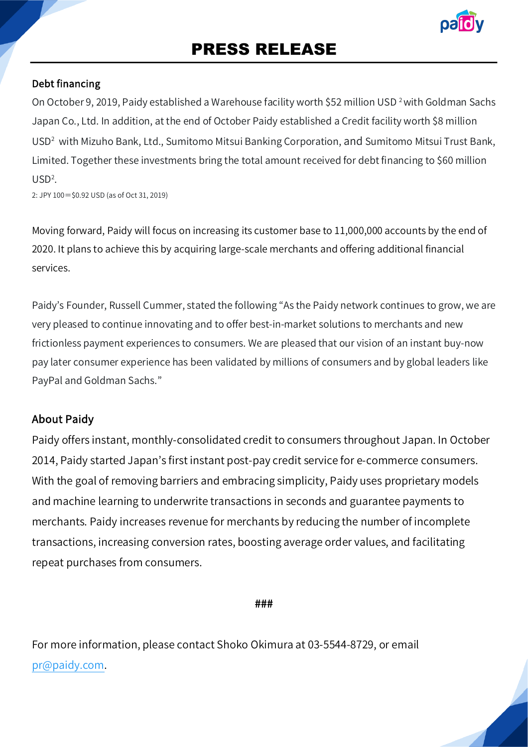# PRESS RELEASE

## Debt financing

On October 9, 2019, Paidy established a Warehouse facility worth $52 million USD [2] with Goldman Sachs Japan Co., Ltd. In addition, at the end of October Paidy established a Credit facility worth $8 million USD[2] with Mizuho Bank, Ltd., Sumitomo Mitsui Banking Corporation, and Sumitomo Mitsui Trust Bank, Limited. Together these investments bring the total amount received for debt financing to $60 million USD[2].

2: JPY 100＝$0.92 USD (as of Oct 31, 2019)

Moving forward, Paidy will focus on increasing its customer base to 11,000,000 accounts by the end of 2020. It plans to achieve this by acquiring large-scale merchants and offering additional financial services.

Paidy's Founder, Russell Cummer, stated the following "As the Paidy network continues to grow, we are very pleased to continue innovating and to offer best-in-market solutions to merchants and new frictionless payment experiences to consumers. We are pleased that our vision of an instant buy-now pay later consumer experience has been validated by millions of consumers and by global leaders like PayPal and Goldman Sachs."

## About Paidy

Paidy offers instant, monthly-consolidated credit to consumers throughout Japan. In October 2014, Paidy started Japan's first instant post-pay credit service for e-commerce consumers. With the goal of removing barriers and embracing simplicity, Paidy uses proprietary models and machine learning to underwrite transactions in seconds and guarantee payments to merchants. Paidy increases revenue for merchants by reducing the number of incomplete transactions, increasing conversion rates, boosting average order values, and facilitating repeat purchases from consumers.

###

For more information, please contact Shoko Okimura at 03-5544-8729, or email pr@paidy.com.